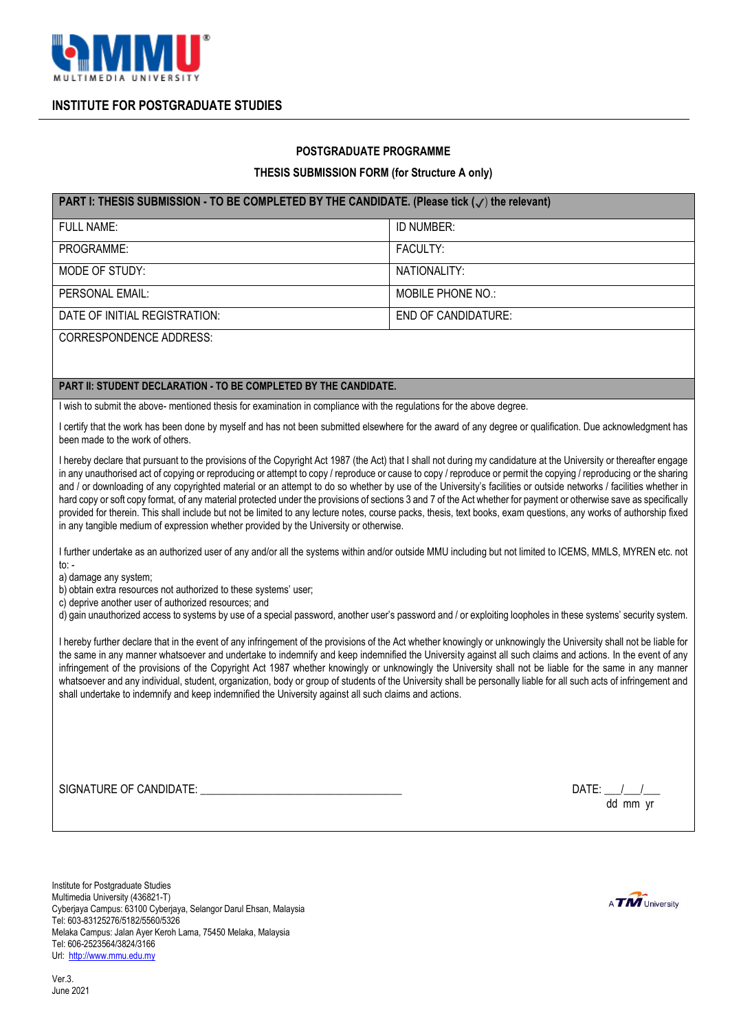MULTIMEDIA UNIVERSITY

## INSTITUTE FOR POSTGRADUATE STUDIES

### POSTGRADUATE PROGRAMME

### THESIS SUBMISSION FORM (for Structure A only)

| **PART I: THESIS SUBMISSION - TO BE COMPLETED BY THE CANDIDATE. (Please tick (✓) the relevant)** | |
|---|---|
| FULL NAME: | ID NUMBER: |
| PROGRAMME: | FACULTY: |
| MODE OF STUDY: | NATIONALITY: |
| PERSONAL EMAIL: | MOBILE PHONE NO.: |
| DATE OF INITIAL REGISTRATION: | END OF CANDIDATURE: |
| CORRESPONDENCE ADDRESS: | |

**PART II: STUDENT DECLARATION - TO BE COMPLETED BY THE CANDIDATE.**

I wish to submit the above- mentioned thesis for examination in compliance with the regulations for the above degree.

I certify that the work has been done by myself and has not been submitted elsewhere for the award of any degree or qualification. Due acknowledgment has been made to the work of others.

I hereby declare that pursuant to the provisions of the Copyright Act 1987 (the Act) that I shall not during my candidature at the University or thereafter engage in any unauthorised act of copying or reproducing or attempt to copy / reproduce or cause to copy / reproduce or permit the copying / reproducing or the sharing and / or downloading of any copyrighted material or an attempt to do so whether by use of the University's facilities or outside networks / facilities whether in hard copy or soft copy format, of any material protected under the provisions of sections 3 and 7 of the Act whether for payment or otherwise save as specifically provided for therein. This shall include but not be limited to any lecture notes, course packs, thesis, text books, exam questions, any works of authorship fixed in any tangible medium of expression whether provided by the University or otherwise.

I further undertake as an authorized user of any and/or all the systems within and/or outside MMU including but not limited to ICEMS, MMLS, MYREN etc. not to: -

a) damage any system;
b) obtain extra resources not authorized to these systems' user;
c) deprive another user of authorized resources; and
d) gain unauthorized access to systems by use of a special password, another user's password and / or exploiting loopholes in these systems' security system.

I hereby further declare that in the event of any infringement of the provisions of the Act whether knowingly or unknowingly the University shall not be liable for the same in any manner whatsoever and undertake to indemnify and keep indemnified the University against all such claims and actions. In the event of any infringement of the provisions of the Copyright Act 1987 whether knowingly or unknowingly the University shall not be liable for the same in any manner whatsoever and any individual, student, organization, body or group of students of the University shall be personally liable for all such acts of infringement and shall undertake to indemnify and keep indemnified the University against all such claims and actions.

SIGNATURE OF CANDIDATE: ___________________________________ DATE: ___/___/___ (dd mm yr)

Institute for Postgraduate Studies
Multimedia University (436821-T)
Cyberjaya Campus: 63100 Cyberjaya, Selangor Darul Ehsan, Malaysia
Tel: 603-83125276/5182/5560/5326
Melaka Campus: Jalan Ayer Keroh Lama, 75450 Melaka, Malaysia
Tel: 606-2523564/3824/3166
Url: http://www.mmu.edu.my

A TM University

Ver.3.
June 2021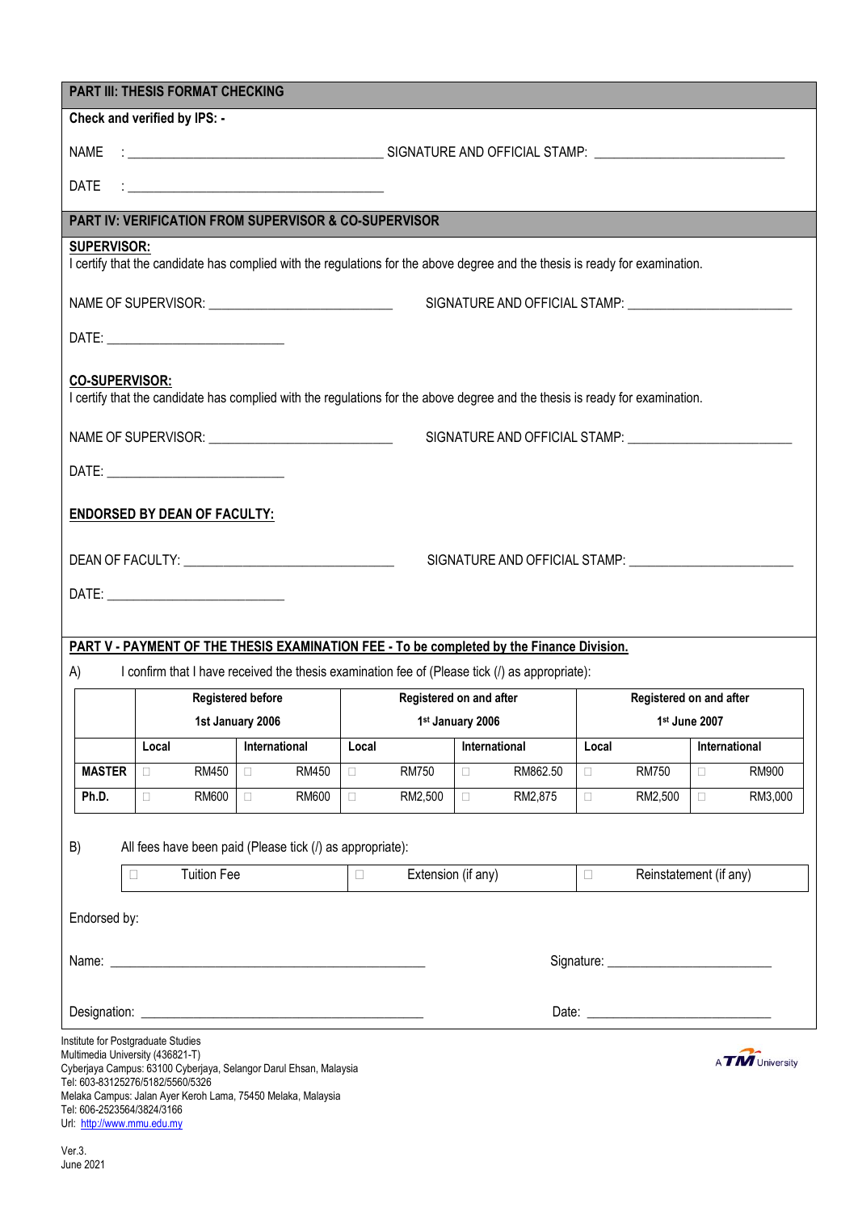## PART III: THESIS FORMAT CHECKING

**Check and verified by IPS: -**

NAME : ____________________ SIGNATURE AND OFFICIAL STAMP: ____________________

DATE : ____________________

## PART IV: VERIFICATION FROM SUPERVISOR & CO-SUPERVISOR

**SUPERVISOR:**

I certify that the candidate has complied with the regulations for the above degree and the thesis is ready for examination.

NAME OF SUPERVISOR: ____________________ SIGNATURE AND OFFICIAL STAMP: ____________________

DATE: ____________________

**CO-SUPERVISOR:**

I certify that the candidate has complied with the regulations for the above degree and the thesis is ready for examination.

NAME OF SUPERVISOR: ____________________ SIGNATURE AND OFFICIAL STAMP: ____________________

DATE: ____________________

**ENDORSED BY DEAN OF FACULTY:**

DEAN OF FACULTY: ____________________ SIGNATURE AND OFFICIAL STAMP: ____________________

DATE: ____________________

## PART V - PAYMENT OF THE THESIS EXAMINATION FEE - To be completed by the Finance Division.

A) I confirm that I have received the thesis examination fee of (Please tick (/) as appropriate):

| | Registered before 1st January 2006 | | Registered on and after 1st January 2006 | | Registered on and after 1st June 2007 | |
|---|---|---|---|---|---|---|
| | Local | International | Local | International | Local | International |
| **MASTER** | □ RM450 | □ RM450 | □ RM750 | □ RM862.50 | □ RM750 | □ RM900 |
| **Ph.D.** | □ RM600 | □ RM600 | □ RM2,500 | □ RM2,875 | □ RM2,500 | □ RM3,000 |

B) All fees have been paid (Please tick (/) as appropriate):

| □ Tuition Fee | □ Extension (if any) | □ Reinstatement (if any) |
|---|---|---|

Endorsed by:

Name: ____________________ Signature: ____________________

Designation: ____________________ Date: ____________________

Institute for Postgraduate Studies
Multimedia University (436821-T)
Cyberjaya Campus: 63100 Cyberjaya, Selangor Darul Ehsan, Malaysia
Tel: 603-83125276/5182/5560/5326
Melaka Campus: Jalan Ayer Keroh Lama, 75450 Melaka, Malaysia
Tel: 606-2523564/3824/3166
Url: http://www.mmu.edu.my

A TM University

Ver.3.
June 2021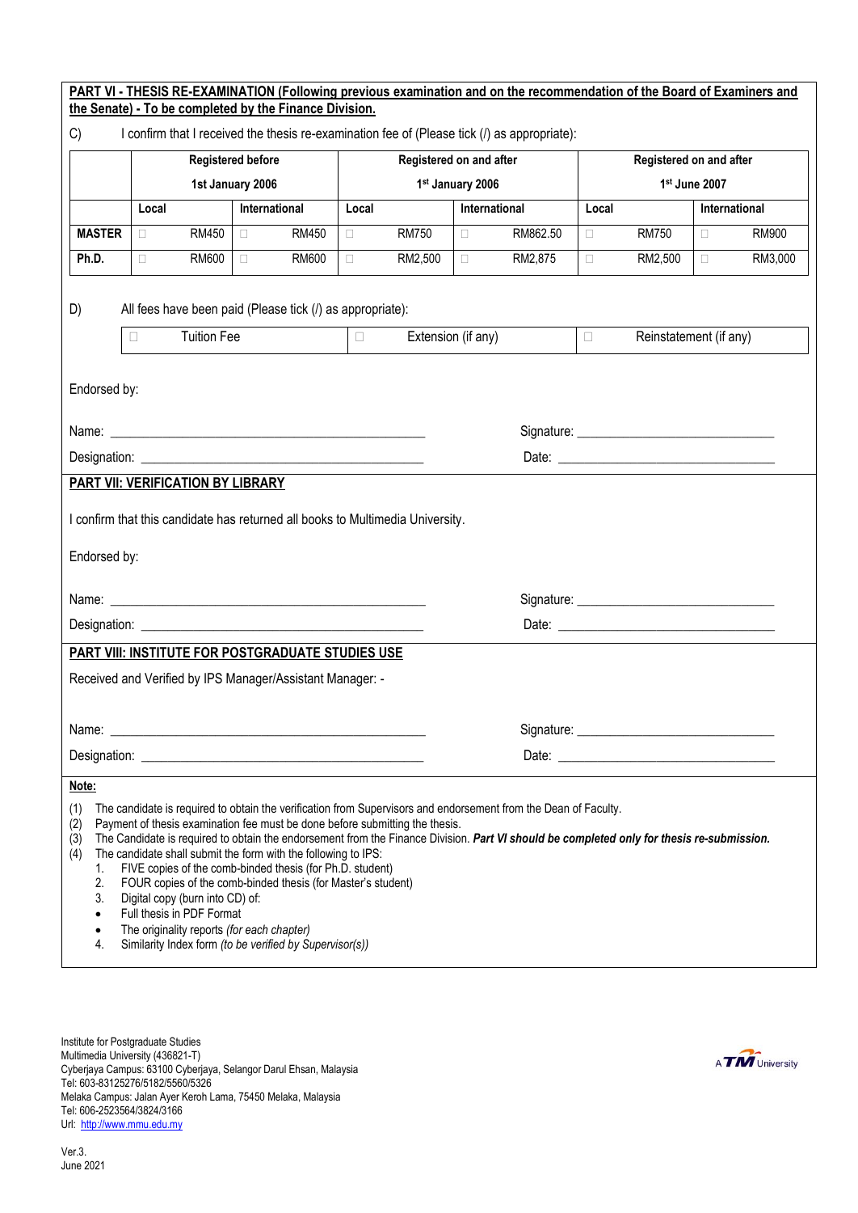**PART VI - THESIS RE-EXAMINATION (Following previous examination and on the recommendation of the Board of Examiners and the Senate) - To be completed by the Finance Division.**

C) I confirm that I received the thesis re-examination fee of (Please tick (/) as appropriate):

| | Registered before 1st January 2006 | | Registered on and after 1st January 2006 | | Registered on and after 1st June 2007 | |
|---|---|---|---|---|---|---|
| | Local | International | Local | International | Local | International |
| **MASTER** | □ RM450 | □ RM450 | □ RM750 | □ RM862.50 | □ RM750 | □ RM900 |
| **Ph.D.** | □ RM600 | □ RM600 | □ RM2,500 | □ RM2,875 | □ RM2,500 | □ RM3,000 |

D) All fees have been paid (Please tick (/) as appropriate):

| | | |
|---|---|---|
| □ Tuition Fee | □ Extension (if any) | □ Reinstatement (if any) |

Endorsed by:

Name: ____________________ Signature: ____________________

Designation: ____________________ Date: ____________________

**PART VII: VERIFICATION BY LIBRARY**

I confirm that this candidate has returned all books to Multimedia University.

Endorsed by:

Name: ____________________ Signature: ____________________

Designation: ____________________ Date: ____________________

**PART VIII: INSTITUTE FOR POSTGRADUATE STUDIES USE**

Received and Verified by IPS Manager/Assistant Manager: -

Name: ____________________ Signature: ____________________

Designation: ____________________ Date: ____________________

**Note:**

(1) The candidate is required to obtain the verification from Supervisors and endorsement from the Dean of Faculty.
(2) Payment of thesis examination fee must be done before submitting the thesis.
(3) The Candidate is required to obtain the endorsement from the Finance Division. ***Part VI should be completed only for thesis re-submission.***
(4) The candidate shall submit the form with the following to IPS:
  1. FIVE copies of the comb-binded thesis (for Ph.D. student)
  2. FOUR copies of the comb-binded thesis (for Master's student)
  3. Digital copy (burn into CD) of:
     - Full thesis in PDF Format
     - The originality reports *(for each chapter)*
  4. Similarity Index form *(to be verified by Supervisor(s))*

Institute for Postgraduate Studies
Multimedia University (436821-T)
Cyberjaya Campus: 63100 Cyberjaya, Selangor Darul Ehsan, Malaysia
Tel: 603-83125276/5182/5560/5326
Melaka Campus: Jalan Ayer Keroh Lama, 75450 Melaka, Malaysia
Tel: 606-2523564/3824/3166
Url: http://www.mmu.edu.my

Ver.3.
June 2021